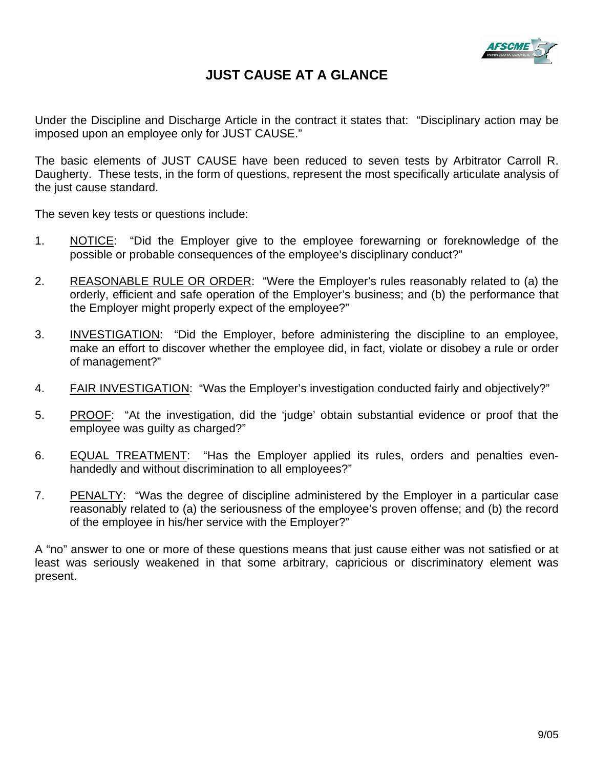# JUST CAUSE AT A GLANCE

Under the Discipline and Discharge Article in the contract it states that: "Disciplinary action may be imposed upon an employee only for JUST CAUSE."

The basic elements of JUST CAUSE have been reduced to seven tests by Arbitrator Carroll R. Daugherty. These tests, in the form of questions, represent the most specifically articulate analysis of the just cause standard.

The seven key tests or questions include:

1. NOTICE: "Did the Employer give to the employee forewarning or foreknowledge of the possible or probable consequences of the employee's disciplinary conduct?"

2. REASONABLE RULE OR ORDER: "Were the Employer's rules reasonably related to (a) the orderly, efficient and safe operation of the Employer's business; and (b) the performance that the Employer might properly expect of the employee?"

3. INVESTIGATION: "Did the Employer, before administering the discipline to an employee, make an effort to discover whether the employee did, in fact, violate or disobey a rule or order of management?"

4. FAIR INVESTIGATION: "Was the Employer's investigation conducted fairly and objectively?"

5. PROOF: "At the investigation, did the 'judge' obtain substantial evidence or proof that the employee was guilty as charged?"

6. EQUAL TREATMENT: "Has the Employer applied its rules, orders and penalties even-handedly and without discrimination to all employees?"

7. PENALTY: "Was the degree of discipline administered by the Employer in a particular case reasonably related to (a) the seriousness of the employee's proven offense; and (b) the record of the employee in his/her service with the Employer?"

A "no" answer to one or more of these questions means that just cause either was not satisfied or at least was seriously weakened in that some arbitrary, capricious or discriminatory element was present.

9/05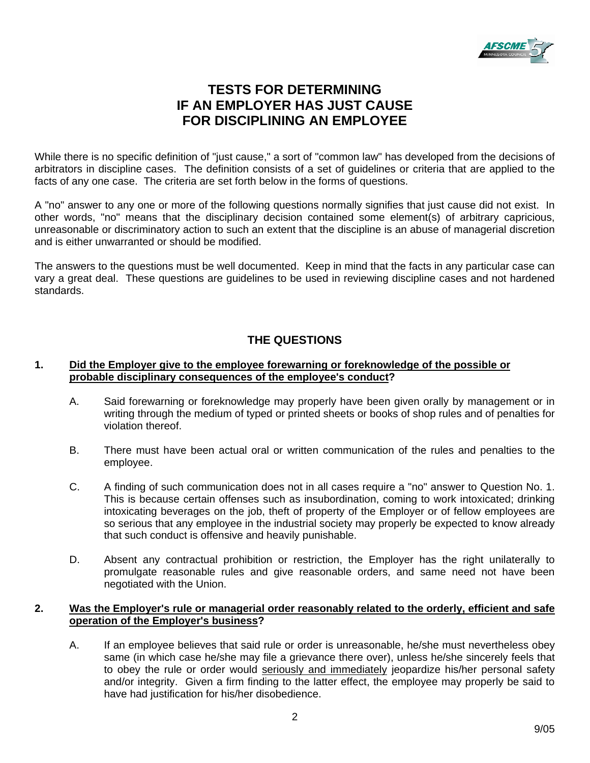# TESTS FOR DETERMINING IF AN EMPLOYER HAS JUST CAUSE FOR DISCIPLINING AN EMPLOYEE

While there is no specific definition of "just cause," a sort of "common law" has developed from the decisions of arbitrators in discipline cases. The definition consists of a set of guidelines or criteria that are applied to the facts of any one case. The criteria are set forth below in the forms of questions.

A "no" answer to any one or more of the following questions normally signifies that just cause did not exist. In other words, "no" means that the disciplinary decision contained some element(s) of arbitrary capricious, unreasonable or discriminatory action to such an extent that the discipline is an abuse of managerial discretion and is either unwarranted or should be modified.

The answers to the questions must be well documented. Keep in mind that the facts in any particular case can vary a great deal. These questions are guidelines to be used in reviewing discipline cases and not hardened standards.

## THE QUESTIONS

**1. <u>Did the Employer give to the employee forewarning or foreknowledge of the possible or probable disciplinary consequences of the employee's conduct</u>?**

A. Said forewarning or foreknowledge may properly have been given orally by management or in writing through the medium of typed or printed sheets or books of shop rules and of penalties for violation thereof.

B. There must have been actual oral or written communication of the rules and penalties to the employee.

C. A finding of such communication does not in all cases require a "no" answer to Question No. 1. This is because certain offenses such as insubordination, coming to work intoxicated; drinking intoxicating beverages on the job, theft of property of the Employer or of fellow employees are so serious that any employee in the industrial society may properly be expected to know already that such conduct is offensive and heavily punishable.

D. Absent any contractual prohibition or restriction, the Employer has the right unilaterally to promulgate reasonable rules and give reasonable orders, and same need not have been negotiated with the Union.

**2. <u>Was the Employer's rule or managerial order reasonably related to the orderly, efficient and safe operation of the Employer's business</u>?**

A. If an employee believes that said rule or order is unreasonable, he/she must nevertheless obey same (in which case he/she may file a grievance there over), unless he/she sincerely feels that to obey the rule or order would <u>seriously and immediately</u> jeopardize his/her personal safety and/or integrity. Given a firm finding to the latter effect, the employee may properly be said to have had justification for his/her disobedience.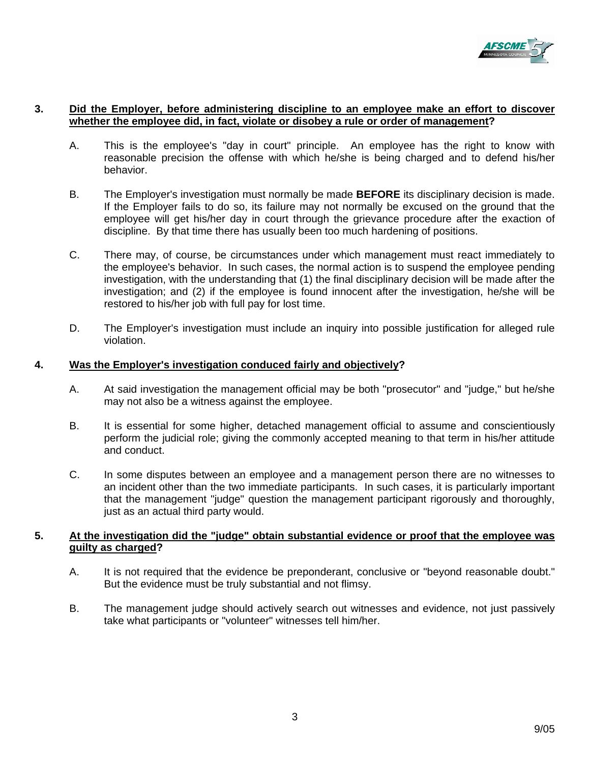3. **Did the Employer, before administering discipline to an employee make an effort to discover whether the employee did, in fact, violate or disobey a rule or order of management?**

   A. This is the employee's "day in court" principle. An employee has the right to know with reasonable precision the offense with which he/she is being charged and to defend his/her behavior.

   B. The Employer's investigation must normally be made **BEFORE** its disciplinary decision is made. If the Employer fails to do so, its failure may not normally be excused on the ground that the employee will get his/her day in court through the grievance procedure after the exaction of discipline. By that time there has usually been too much hardening of positions.

   C. There may, of course, be circumstances under which management must react immediately to the employee's behavior. In such cases, the normal action is to suspend the employee pending investigation, with the understanding that (1) the final disciplinary decision will be made after the investigation; and (2) if the employee is found innocent after the investigation, he/she will be restored to his/her job with full pay for lost time.

   D. The Employer's investigation must include an inquiry into possible justification for alleged rule violation.

4. **Was the Employer's investigation conduced fairly and objectively?**

   A. At said investigation the management official may be both "prosecutor" and "judge," but he/she may not also be a witness against the employee.

   B. It is essential for some higher, detached management official to assume and conscientiously perform the judicial role; giving the commonly accepted meaning to that term in his/her attitude and conduct.

   C. In some disputes between an employee and a management person there are no witnesses to an incident other than the two immediate participants. In such cases, it is particularly important that the management "judge" question the management participant rigorously and thoroughly, just as an actual third party would.

5. **At the investigation did the "judge" obtain substantial evidence or proof that the employee was guilty as charged?**

   A. It is not required that the evidence be preponderant, conclusive or "beyond reasonable doubt." But the evidence must be truly substantial and not flimsy.

   B. The management judge should actively search out witnesses and evidence, not just passively take what participants or "volunteer" witnesses tell him/her.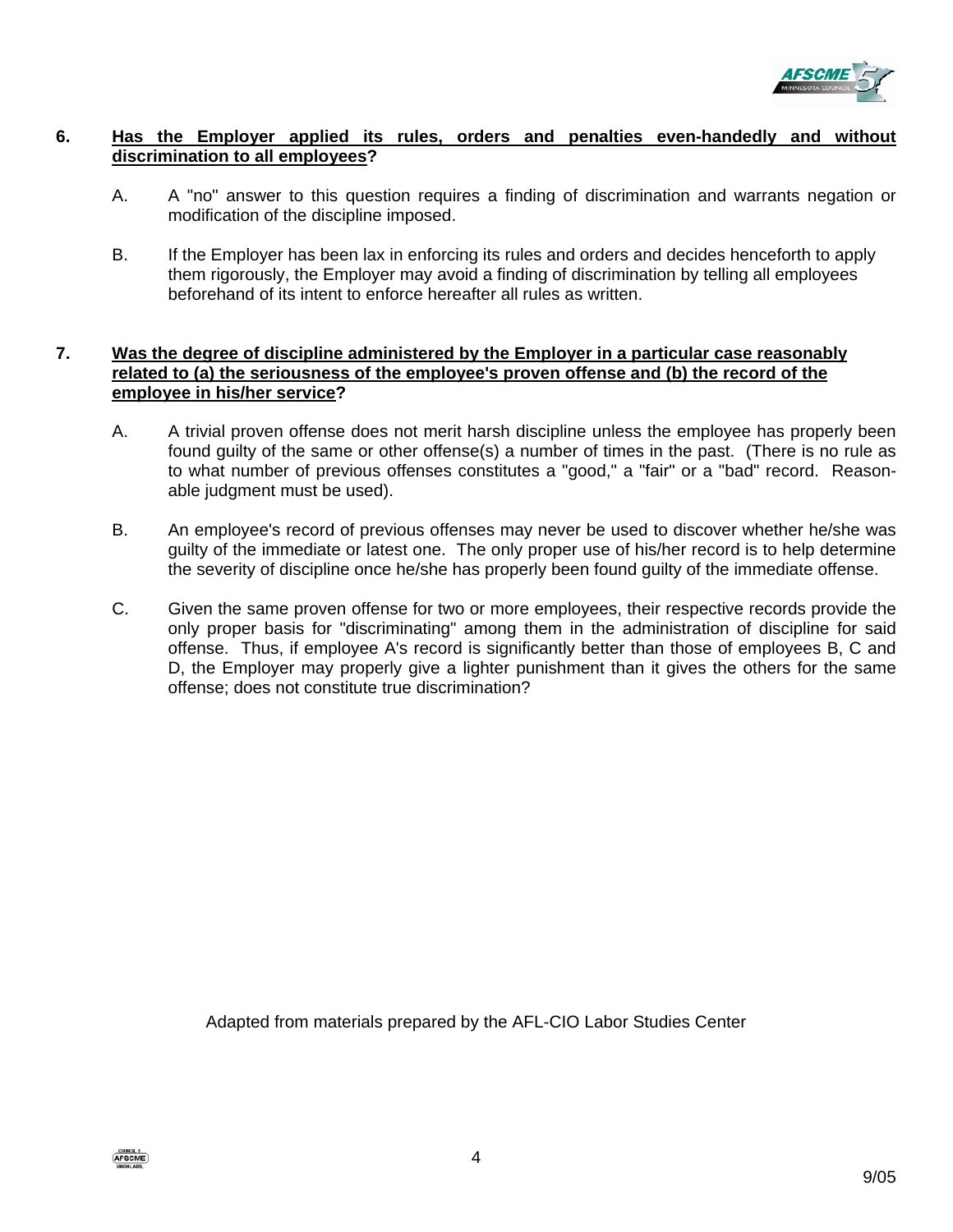6. **Has the Employer applied its rules, orders and penalties even-handedly and without discrimination to all employees?**

   A. A "no" answer to this question requires a finding of discrimination and warrants negation or modification of the discipline imposed.

   B. If the Employer has been lax in enforcing its rules and orders and decides henceforth to apply them rigorously, the Employer may avoid a finding of discrimination by telling all employees beforehand of its intent to enforce hereafter all rules as written.

7. **Was the degree of discipline administered by the Employer in a particular case reasonably related to (a) the seriousness of the employee's proven offense and (b) the record of the employee in his/her service?**

   A. A trivial proven offense does not merit harsh discipline unless the employee has properly been found guilty of the same or other offense(s) a number of times in the past. (There is no rule as to what number of previous offenses constitutes a "good," a "fair" or a "bad" record. Reasonable judgment must be used).

   B. An employee's record of previous offenses may never be used to discover whether he/she was guilty of the immediate or latest one. The only proper use of his/her record is to help determine the severity of discipline once he/she has properly been found guilty of the immediate offense.

   C. Given the same proven offense for two or more employees, their respective records provide the only proper basis for "discriminating" among them in the administration of discipline for said offense. Thus, if employee A's record is significantly better than those of employees B, C and D, the Employer may properly give a lighter punishment than it gives the others for the same offense; does not constitute true discrimination?

Adapted from materials prepared by the AFL-CIO Labor Studies Center

9/05